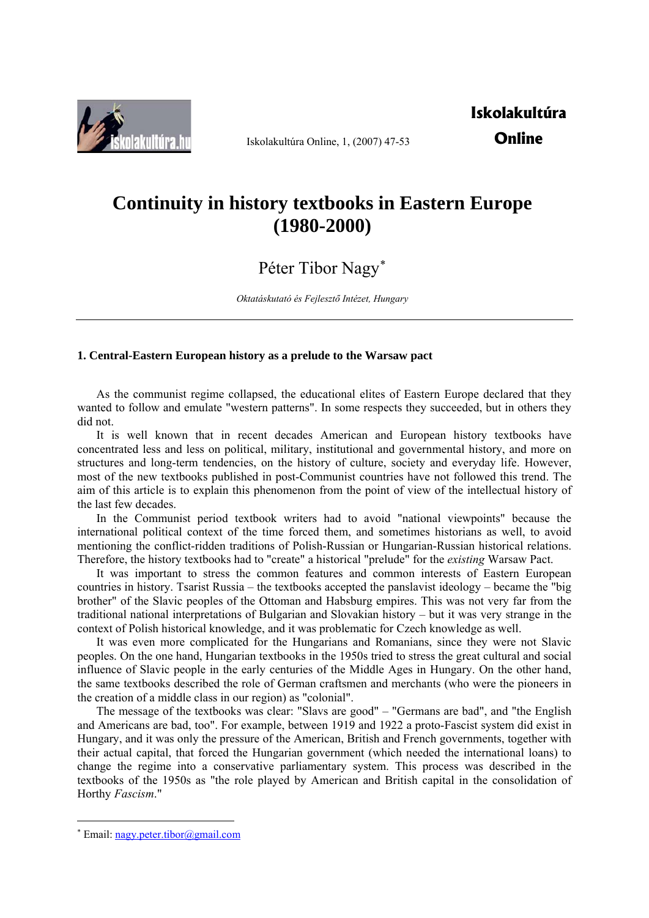# Continuity in history textbooks in Eastern Europe (1980-2000)

Péter Tibor Nagy*

*Oktatáskutató és Fejlesztő Intézet, Hungary*

---

## 1. Central-Eastern European history as a prelude to the Warsaw pact

As the communist regime collapsed, the educational elites of Eastern Europe declared that they wanted to follow and emulate "western patterns". In some respects they succeeded, but in others they did not.

It is well known that in recent decades American and European history textbooks have concentrated less and less on political, military, institutional and governmental history, and more on structures and long-term tendencies, on the history of culture, society and everyday life. However, most of the new textbooks published in post-Communist countries have not followed this trend. The aim of this article is to explain this phenomenon from the point of view of the intellectual history of the last few decades.

In the Communist period textbook writers had to avoid "national viewpoints" because the international political context of the time forced them, and sometimes historians as well, to avoid mentioning the conflict-ridden traditions of Polish-Russian or Hungarian-Russian historical relations. Therefore, the history textbooks had to "create" a historical "prelude" for the *existing* Warsaw Pact.

It was important to stress the common features and common interests of Eastern European countries in history. Tsarist Russia – the textbooks accepted the panslavist ideology – became the "big brother" of the Slavic peoples of the Ottoman and Habsburg empires. This was not very far from the traditional national interpretations of Bulgarian and Slovakian history – but it was very strange in the context of Polish historical knowledge, and it was problematic for Czech knowledge as well.

It was even more complicated for the Hungarians and Romanians, since they were not Slavic peoples. On the one hand, Hungarian textbooks in the 1950s tried to stress the great cultural and social influence of Slavic people in the early centuries of the Middle Ages in Hungary. On the other hand, the same textbooks described the role of German craftsmen and merchants (who were the pioneers in the creation of a middle class in our region) as "colonial".

The message of the textbooks was clear: "Slavs are good" – "Germans are bad", and "the English and Americans are bad, too". For example, between 1919 and 1922 a proto-Fascist system did exist in Hungary, and it was only the pressure of the American, British and French governments, together with their actual capital, that forced the Hungarian government (which needed the international loans) to change the regime into a conservative parliamentary system. This process was described in the textbooks of the 1950s as "the role played by American and British capital in the consolidation of Horthy *Fascism*."

---

* Email: nagy.peter.tibor@gmail.com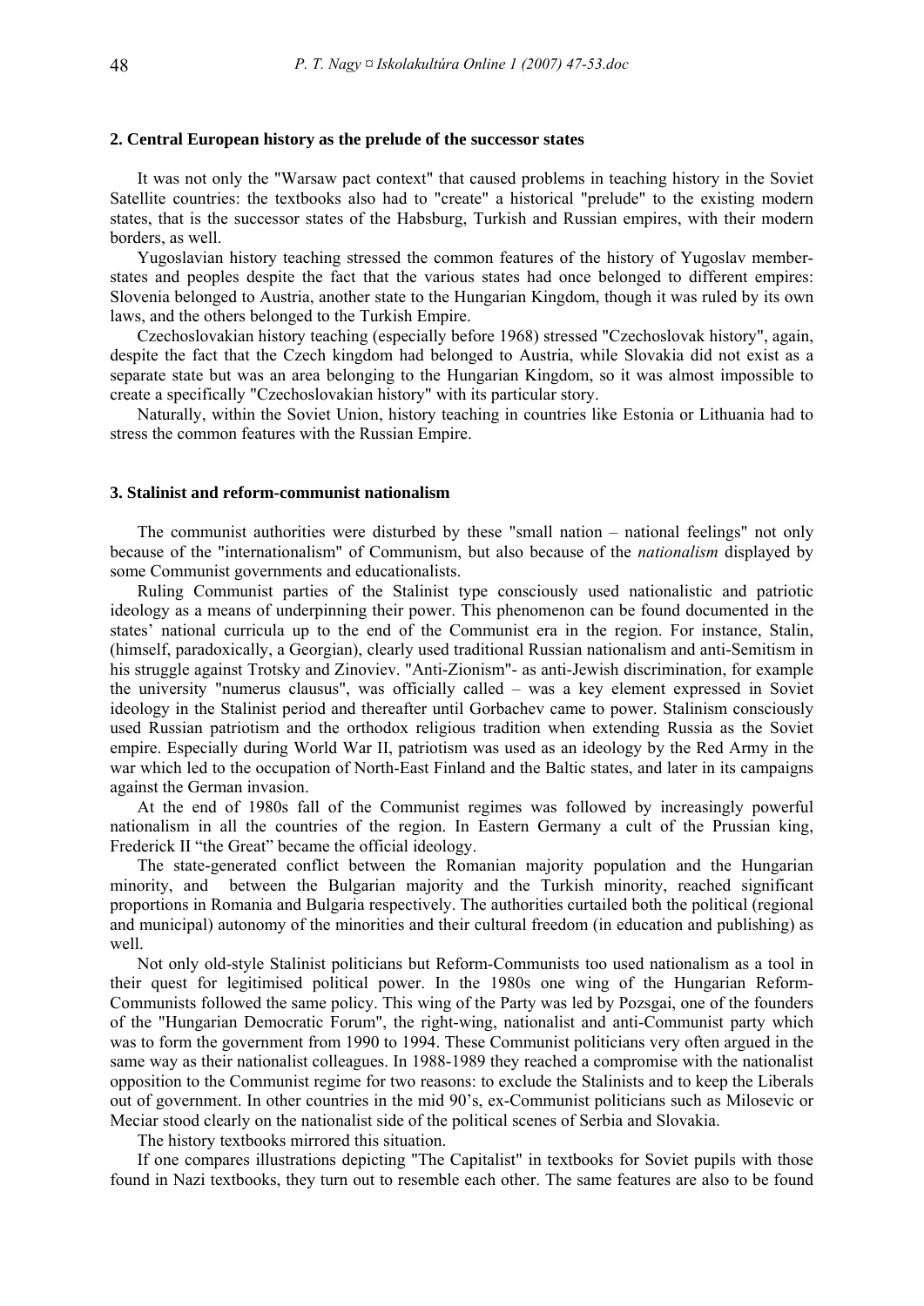## 2. Central European history as the prelude of the successor states

It was not only the "Warsaw pact context" that caused problems in teaching history in the Soviet Satellite countries: the textbooks also had to "create" a historical "prelude" to the existing modern states, that is the successor states of the Habsburg, Turkish and Russian empires, with their modern borders, as well.

Yugoslavian history teaching stressed the common features of the history of Yugoslav member-states and peoples despite the fact that the various states had once belonged to different empires: Slovenia belonged to Austria, another state to the Hungarian Kingdom, though it was ruled by its own laws, and the others belonged to the Turkish Empire.

Czechoslovakian history teaching (especially before 1968) stressed "Czechoslovak history", again, despite the fact that the Czech kingdom had belonged to Austria, while Slovakia did not exist as a separate state but was an area belonging to the Hungarian Kingdom, so it was almost impossible to create a specifically "Czechoslovakian history" with its particular story.

Naturally, within the Soviet Union, history teaching in countries like Estonia or Lithuania had to stress the common features with the Russian Empire.

## 3. Stalinist and reform-communist nationalism

The communist authorities were disturbed by these "small nation – national feelings" not only because of the "internationalism" of Communism, but also because of the *nationalism* displayed by some Communist governments and educationalists.

Ruling Communist parties of the Stalinist type consciously used nationalistic and patriotic ideology as a means of underpinning their power. This phenomenon can be found documented in the states' national curricula up to the end of the Communist era in the region. For instance, Stalin, (himself, paradoxically, a Georgian), clearly used traditional Russian nationalism and anti-Semitism in his struggle against Trotsky and Zinoviev. "Anti-Zionism"- as anti-Jewish discrimination, for example the university "numerus clausus", was officially called – was a key element expressed in Soviet ideology in the Stalinist period and thereafter until Gorbachev came to power. Stalinism consciously used Russian patriotism and the orthodox religious tradition when extending Russia as the Soviet empire. Especially during World War II, patriotism was used as an ideology by the Red Army in the war which led to the occupation of North-East Finland and the Baltic states, and later in its campaigns against the German invasion.

At the end of 1980s fall of the Communist regimes was followed by increasingly powerful nationalism in all the countries of the region. In Eastern Germany a cult of the Prussian king, Frederick II "the Great" became the official ideology.

The state-generated conflict between the Romanian majority population and the Hungarian minority, and between the Bulgarian majority and the Turkish minority, reached significant proportions in Romania and Bulgaria respectively. The authorities curtailed both the political (regional and municipal) autonomy of the minorities and their cultural freedom (in education and publishing) as well.

Not only old-style Stalinist politicians but Reform-Communists too used nationalism as a tool in their quest for legitimised political power. In the 1980s one wing of the Hungarian Reform-Communists followed the same policy. This wing of the Party was led by Pozsgai, one of the founders of the "Hungarian Democratic Forum", the right-wing, nationalist and anti-Communist party which was to form the government from 1990 to 1994. These Communist politicians very often argued in the same way as their nationalist colleagues. In 1988-1989 they reached a compromise with the nationalist opposition to the Communist regime for two reasons: to exclude the Stalinists and to keep the Liberals out of government. In other countries in the mid 90's, ex-Communist politicians such as Milosevic or Meciar stood clearly on the nationalist side of the political scenes of Serbia and Slovakia.

The history textbooks mirrored this situation.

If one compares illustrations depicting "The Capitalist" in textbooks for Soviet pupils with those found in Nazi textbooks, they turn out to resemble each other. The same features are also to be found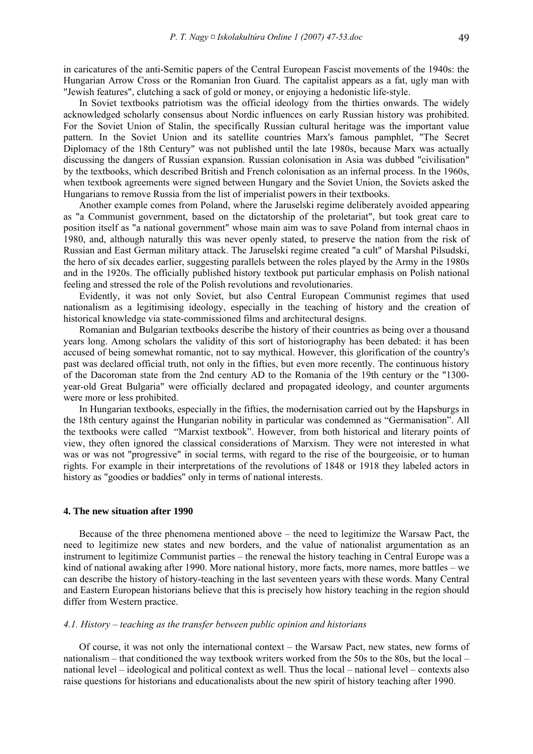in caricatures of the anti-Semitic papers of the Central European Fascist movements of the 1940s: the Hungarian Arrow Cross or the Romanian Iron Guard. The capitalist appears as a fat, ugly man with "Jewish features", clutching a sack of gold or money, or enjoying a hedonistic life-style.

In Soviet textbooks patriotism was the official ideology from the thirties onwards. The widely acknowledged scholarly consensus about Nordic influences on early Russian history was prohibited. For the Soviet Union of Stalin, the specifically Russian cultural heritage was the important value pattern. In the Soviet Union and its satellite countries Marx's famous pamphlet, "The Secret Diplomacy of the 18th Century" was not published until the late 1980s, because Marx was actually discussing the dangers of Russian expansion. Russian colonisation in Asia was dubbed "civilisation" by the textbooks, which described British and French colonisation as an infernal process. In the 1960s, when textbook agreements were signed between Hungary and the Soviet Union, the Soviets asked the Hungarians to remove Russia from the list of imperialist powers in their textbooks.

Another example comes from Poland, where the Jaruselski regime deliberately avoided appearing as "a Communist government, based on the dictatorship of the proletariat", but took great care to position itself as "a national government" whose main aim was to save Poland from internal chaos in 1980, and, although naturally this was never openly stated, to preserve the nation from the risk of Russian and East German military attack. The Jaruselski regime created "a cult" of Marshal Pilsudski, the hero of six decades earlier, suggesting parallels between the roles played by the Army in the 1980s and in the 1920s. The officially published history textbook put particular emphasis on Polish national feeling and stressed the role of the Polish revolutions and revolutionaries.

Evidently, it was not only Soviet, but also Central European Communist regimes that used nationalism as a legitimising ideology, especially in the teaching of history and the creation of historical knowledge via state-commissioned films and architectural designs.

Romanian and Bulgarian textbooks describe the history of their countries as being over a thousand years long. Among scholars the validity of this sort of historiography has been debated: it has been accused of being somewhat romantic, not to say mythical. However, this glorification of the country's past was declared official truth, not only in the fifties, but even more recently. The continuous history of the Dacoroman state from the 2nd century AD to the Romania of the 19th century or the "1300-year-old Great Bulgaria" were officially declared and propagated ideology, and counter arguments were more or less prohibited.

In Hungarian textbooks, especially in the fifties, the modernisation carried out by the Hapsburgs in the 18th century against the Hungarian nobility in particular was condemned as "Germanisation". All the textbooks were called "Marxist textbook". However, from both historical and literary points of view, they often ignored the classical considerations of Marxism. They were not interested in what was or was not "progressive" in social terms, with regard to the rise of the bourgeoisie, or to human rights. For example in their interpretations of the revolutions of 1848 or 1918 they labeled actors in history as "goodies or baddies" only in terms of national interests.

## 4. The new situation after 1990

Because of the three phenomena mentioned above – the need to legitimize the Warsaw Pact, the need to legitimize new states and new borders, and the value of nationalist argumentation as an instrument to legitimize Communist parties – the renewal the history teaching in Central Europe was a kind of national awaking after 1990. More national history, more facts, more names, more battles – we can describe the history of history-teaching in the last seventeen years with these words. Many Central and Eastern European historians believe that this is precisely how history teaching in the region should differ from Western practice.

### *4.1. History – teaching as the transfer between public opinion and historians*

Of course, it was not only the international context – the Warsaw Pact, new states, new forms of nationalism – that conditioned the way textbook writers worked from the 50s to the 80s, but the local – national level – ideological and political context as well. Thus the local – national level – contexts also raise questions for historians and educationalists about the new spirit of history teaching after 1990.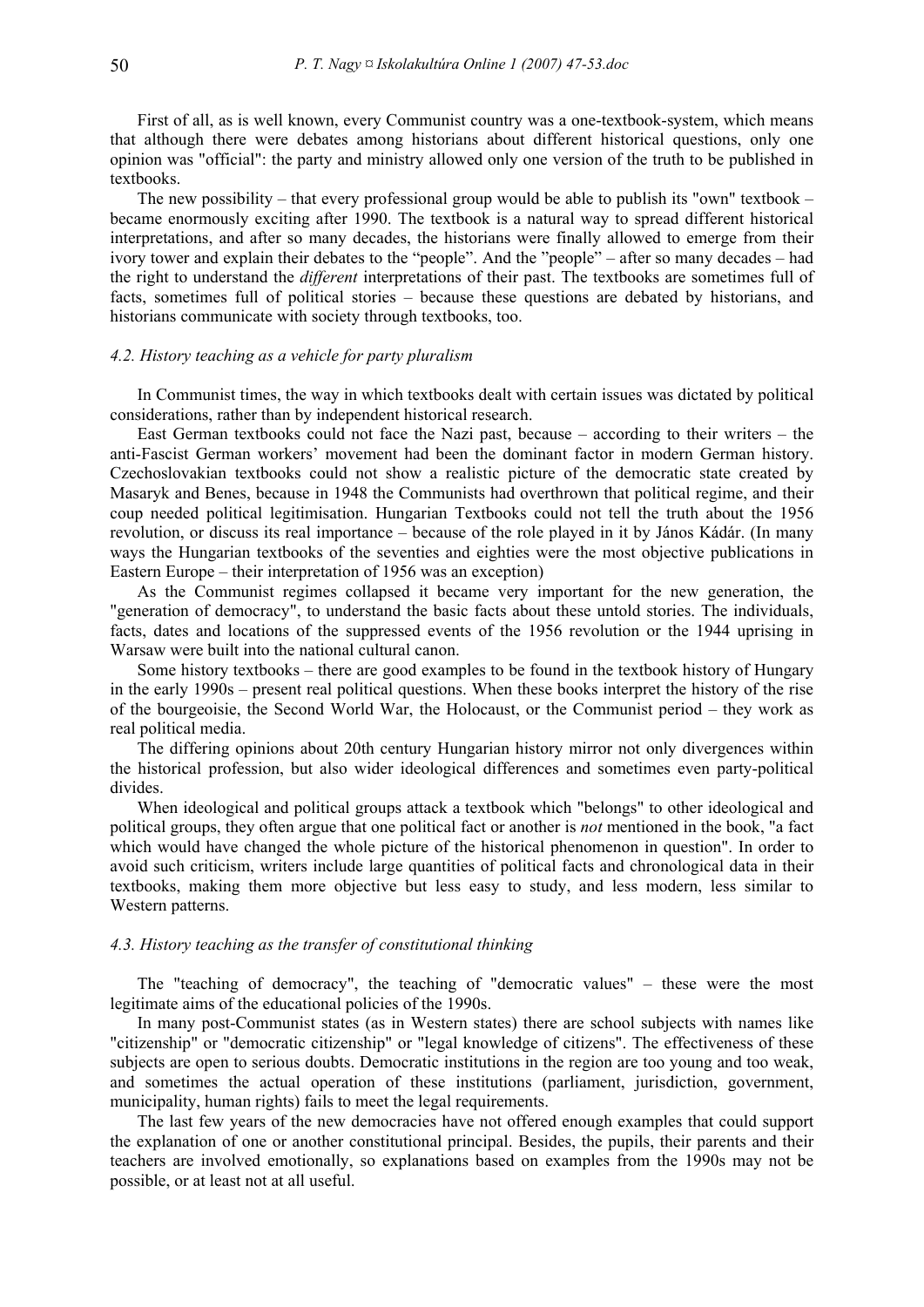First of all, as is well known, every Communist country was a one-textbook-system, which means that although there were debates among historians about different historical questions, only one opinion was "official": the party and ministry allowed only one version of the truth to be published in textbooks.

The new possibility – that every professional group would be able to publish its "own" textbook – became enormously exciting after 1990. The textbook is a natural way to spread different historical interpretations, and after so many decades, the historians were finally allowed to emerge from their ivory tower and explain their debates to the "people". And the "people" – after so many decades – had the right to understand the *different* interpretations of their past. The textbooks are sometimes full of facts, sometimes full of political stories – because these questions are debated by historians, and historians communicate with society through textbooks, too.

#### *4.2. History teaching as a vehicle for party pluralism*

In Communist times, the way in which textbooks dealt with certain issues was dictated by political considerations, rather than by independent historical research.

East German textbooks could not face the Nazi past, because – according to their writers – the anti-Fascist German workers' movement had been the dominant factor in modern German history. Czechoslovakian textbooks could not show a realistic picture of the democratic state created by Masaryk and Benes, because in 1948 the Communists had overthrown that political regime, and their coup needed political legitimisation. Hungarian Textbooks could not tell the truth about the 1956 revolution, or discuss its real importance – because of the role played in it by János Kádár. (In many ways the Hungarian textbooks of the seventies and eighties were the most objective publications in Eastern Europe – their interpretation of 1956 was an exception)

As the Communist regimes collapsed it became very important for the new generation, the "generation of democracy", to understand the basic facts about these untold stories. The individuals, facts, dates and locations of the suppressed events of the 1956 revolution or the 1944 uprising in Warsaw were built into the national cultural canon.

Some history textbooks – there are good examples to be found in the textbook history of Hungary in the early 1990s – present real political questions. When these books interpret the history of the rise of the bourgeoisie, the Second World War, the Holocaust, or the Communist period – they work as real political media.

The differing opinions about 20th century Hungarian history mirror not only divergences within the historical profession, but also wider ideological differences and sometimes even party-political divides.

When ideological and political groups attack a textbook which "belongs" to other ideological and political groups, they often argue that one political fact or another is *not* mentioned in the book, "a fact which would have changed the whole picture of the historical phenomenon in question". In order to avoid such criticism, writers include large quantities of political facts and chronological data in their textbooks, making them more objective but less easy to study, and less modern, less similar to Western patterns.

#### *4.3. History teaching as the transfer of constitutional thinking*

The "teaching of democracy", the teaching of "democratic values" – these were the most legitimate aims of the educational policies of the 1990s.

In many post-Communist states (as in Western states) there are school subjects with names like "citizenship" or "democratic citizenship" or "legal knowledge of citizens". The effectiveness of these subjects are open to serious doubts. Democratic institutions in the region are too young and too weak, and sometimes the actual operation of these institutions (parliament, jurisdiction, government, municipality, human rights) fails to meet the legal requirements.

The last few years of the new democracies have not offered enough examples that could support the explanation of one or another constitutional principal. Besides, the pupils, their parents and their teachers are involved emotionally, so explanations based on examples from the 1990s may not be possible, or at least not at all useful.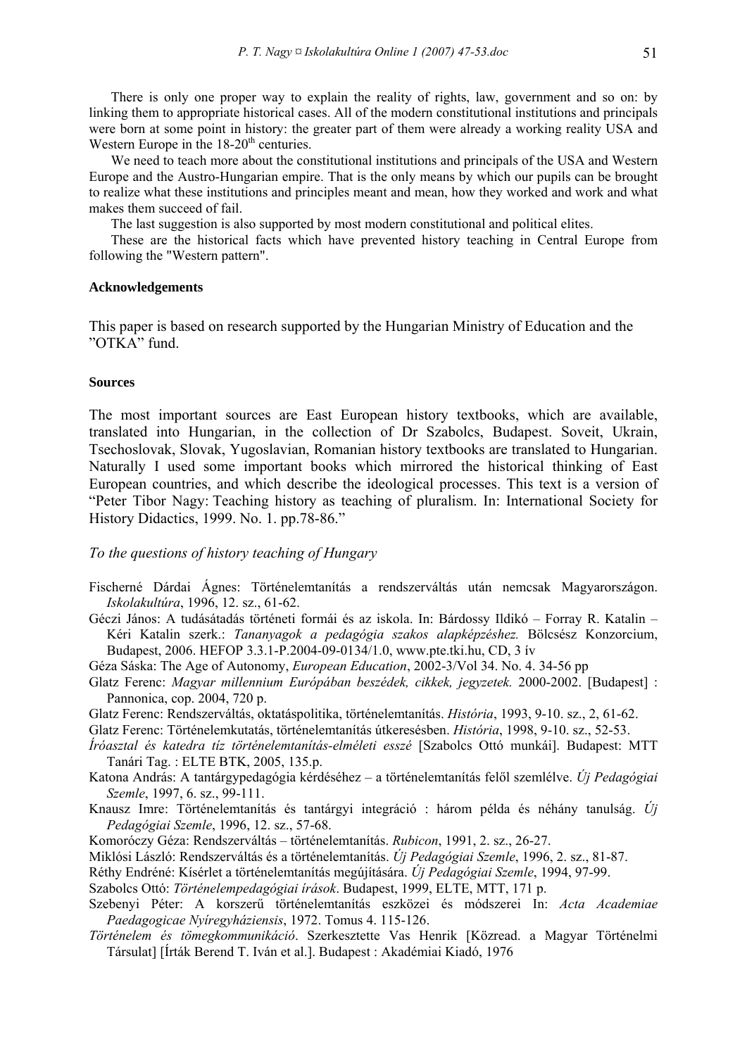There is only one proper way to explain the reality of rights, law, government and so on: by linking them to appropriate historical cases. All of the modern constitutional institutions and principals were born at some point in history: the greater part of them were already a working reality USA and Western Europe in the 18-20$^{th}$ centuries.

We need to teach more about the constitutional institutions and principals of the USA and Western Europe and the Austro-Hungarian empire. That is the only means by which our pupils can be brought to realize what these institutions and principles meant and mean, how they worked and work and what makes them succeed of fail.

The last suggestion is also supported by most modern constitutional and political elites.

These are the historical facts which have prevented history teaching in Central Europe from following the "Western pattern".

#### Acknowledgements

This paper is based on research supported by the Hungarian Ministry of Education and the "OTKA" fund.

#### Sources

The most important sources are East European history textbooks, which are available, translated into Hungarian, in the collection of Dr Szabolcs, Budapest. Soveit, Ukrain, Tsechoslovak, Slovak, Yugoslavian, Romanian history textbooks are translated to Hungarian. Naturally I used some important books which mirrored the historical thinking of East European countries, and which describe the ideological processes. This text is a version of "Peter Tibor Nagy: Teaching history as teaching of pluralism. In: International Society for History Didactics, 1999. No. 1. pp.78-86."

*To the questions of history teaching of Hungary*

Fischerné Dárdai Ágnes: Történelemtanítás a rendszerváltás után nemcsak Magyarországon. *Iskolakultúra*, 1996, 12. sz., 61-62.

Géczi János: A tudásátadás történeti formái és az iskola. In: Bárdossy Ildikó – Forray R. Katalin – Kéri Katalin szerk.: *Tananyagok a pedagógia szakos alapképzéshez.* Bölcsész Konzorcium, Budapest, 2006. HEFOP 3.3.1-P.2004-09-0134/1.0, www.pte.tki.hu, CD, 3 ív

Géza Sáska: The Age of Autonomy, *European Education*, 2002-3/Vol 34. No. 4. 34-56 pp

Glatz Ferenc: *Magyar millennium Európában beszédek, cikkek, jegyzetek.* 2000-2002. [Budapest] : Pannonica, cop. 2004, 720 p.

Glatz Ferenc: Rendszerváltás, oktatáspolitika, történelemtanítás. *História*, 1993, 9-10. sz., 2, 61-62.

Glatz Ferenc: Történelemkutatás, történelemtanítás útkeresésben. *História*, 1998, 9-10. sz., 52-53.

*Íróasztal és katedra tíz történelemtanítás-elméleti esszé* [Szabolcs Ottó munkái]. Budapest: MTT Tanári Tag. : ELTE BTK, 2005, 135.p.

Katona András: A tantárgypedagógia kérdéséhez – a történelemtanítás felől szemlélve. *Új Pedagógiai Szemle*, 1997, 6. sz., 99-111.

Knausz Imre: Történelemtanítás és tantárgyi integráció : három példa és néhány tanulság. *Új Pedagógiai Szemle*, 1996, 12. sz., 57-68.

Komoróczy Géza: Rendszerváltás – történelemtanítás. *Rubicon*, 1991, 2. sz., 26-27.

Miklósi László: Rendszerváltás és a történelemtanítás. *Új Pedagógiai Szemle*, 1996, 2. sz., 81-87.

Réthy Endréné: Kísérlet a történelemtanítás megújítására. *Új Pedagógiai Szemle*, 1994, 97-99.

Szabolcs Ottó: *Történelempedagógiai írások*. Budapest, 1999, ELTE, MTT, 171 p.

Szebenyi Péter: A korszerű történelemtanítás eszközei és módszerei In: *Acta Academiae Paedagogicae Nyíregyháziensis*, 1972. Tomus 4. 115-126.

*Történelem és tömegkommunikáció*. Szerkesztette Vas Henrik [Közread. a Magyar Történelmi Társulat] [Írták Berend T. Iván et al.]. Budapest : Akadémiai Kiadó, 1976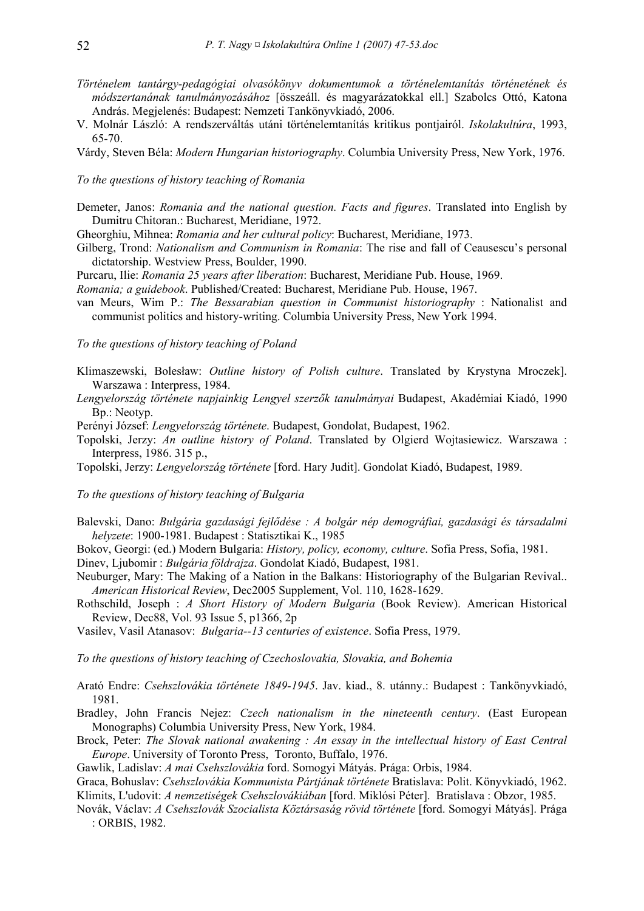*Történelem tantárgy-pedagógiai olvasókönyv dokumentumok a történelemtanítás történetének és módszertanának tanulmányozásához* [összeáll. és magyarázatokkal ell.] Szabolcs Ottó, Katona András. Megjelenés: Budapest: Nemzeti Tankönyvkiadó, 2006.

V. Molnár László: A rendszerváltás utáni történelemtanítás kritikus pontjairól. *Iskolakultúra*, 1993, 65-70.

Várdy, Steven Béla: *Modern Hungarian historiography*. Columbia University Press, New York, 1976.

*To the questions of history teaching of Romania*

Demeter, Janos: *Romania and the national question. Facts and figures*. Translated into English by Dumitru Chitoran.: Bucharest, Meridiane, 1972.

Gheorghiu, Mihnea: *Romania and her cultural policy*: Bucharest, Meridiane, 1973.

Gilberg, Trond: *Nationalism and Communism in Romania*: The rise and fall of Ceausescu's personal dictatorship. Westview Press, Boulder, 1990.

Purcaru, Ilie: *Romania 25 years after liberation*: Bucharest, Meridiane Pub. House, 1969.

*Romania; a guidebook*. Published/Created: Bucharest, Meridiane Pub. House, 1967.

van Meurs, Wim P.: *The Bessarabian question in Communist historiography* : Nationalist and communist politics and history-writing. Columbia University Press, New York 1994.

*To the questions of history teaching of Poland*

Klimaszewski, Bolesław: *Outline history of Polish culture*. Translated by Krystyna Mroczek]. Warszawa : Interpress, 1984.

*Lengyelország története napjainkig Lengyel szerzők tanulmányai* Budapest, Akadémiai Kiadó, 1990 Bp.: Neotyp.

Perényi József: *Lengyelország története*. Budapest, Gondolat, Budapest, 1962.

Topolski, Jerzy: *An outline history of Poland*. Translated by Olgierd Wojtasiewicz. Warszawa : Interpress, 1986. 315 p.,

Topolski, Jerzy: *Lengyelország története* [ford. Hary Judit]. Gondolat Kiadó, Budapest, 1989.

*To the questions of history teaching of Bulgaria*

Balevski, Dano: *Bulgária gazdasági fejlődése : A bolgár nép demográfiai, gazdasági és társadalmi helyzete*: 1900-1981. Budapest : Statisztikai K., 1985

Bokov, Georgi: (ed.) Modern Bulgaria: *History, policy, economy, culture*. Sofia Press, Sofia, 1981.

Dinev, Ljubomir : *Bulgária földrajza*. Gondolat Kiadó, Budapest, 1981.

Neuburger, Mary: The Making of a Nation in the Balkans: Historiography of the Bulgarian Revival.. *American Historical Review*, Dec2005 Supplement, Vol. 110, 1628-1629.

Rothschild, Joseph : *A Short History of Modern Bulgaria* (Book Review). American Historical Review, Dec88, Vol. 93 Issue 5, p1366, 2p

Vasilev, Vasil Atanasov: *Bulgaria--13 centuries of existence*. Sofia Press, 1979.

*To the questions of history teaching of Czechoslovakia, Slovakia, and Bohemia*

Arató Endre: *Csehszlovákia története 1849-1945*. Jav. kiad., 8. utánny.: Budapest : Tankönyvkiadó, 1981.

Bradley, John Francis Nejez: *Czech nationalism in the nineteenth century*. (East European Monographs) Columbia University Press, New York, 1984.

Brock, Peter: *The Slovak national awakening : An essay in the intellectual history of East Central Europe*. University of Toronto Press, Toronto, Buffalo, 1976.

Gawlik, Ladislav: *A mai Csehszlovákia* ford. Somogyi Mátyás. Prága: Orbis, 1984.

Graca, Bohuslav: *Csehszlovákia Kommunista Pártjának története* Bratislava: Polit. Könyvkiadó, 1962.

Klimits, L'udovit: *A nemzetiségek Csehszlovákiában* [ford. Miklósi Péter]. Bratislava : Obzor, 1985.

Novák, Václav: *A Csehszlovák Szocialista Köztársaság rövid története* [ford. Somogyi Mátyás]. Prága : ORBIS, 1982.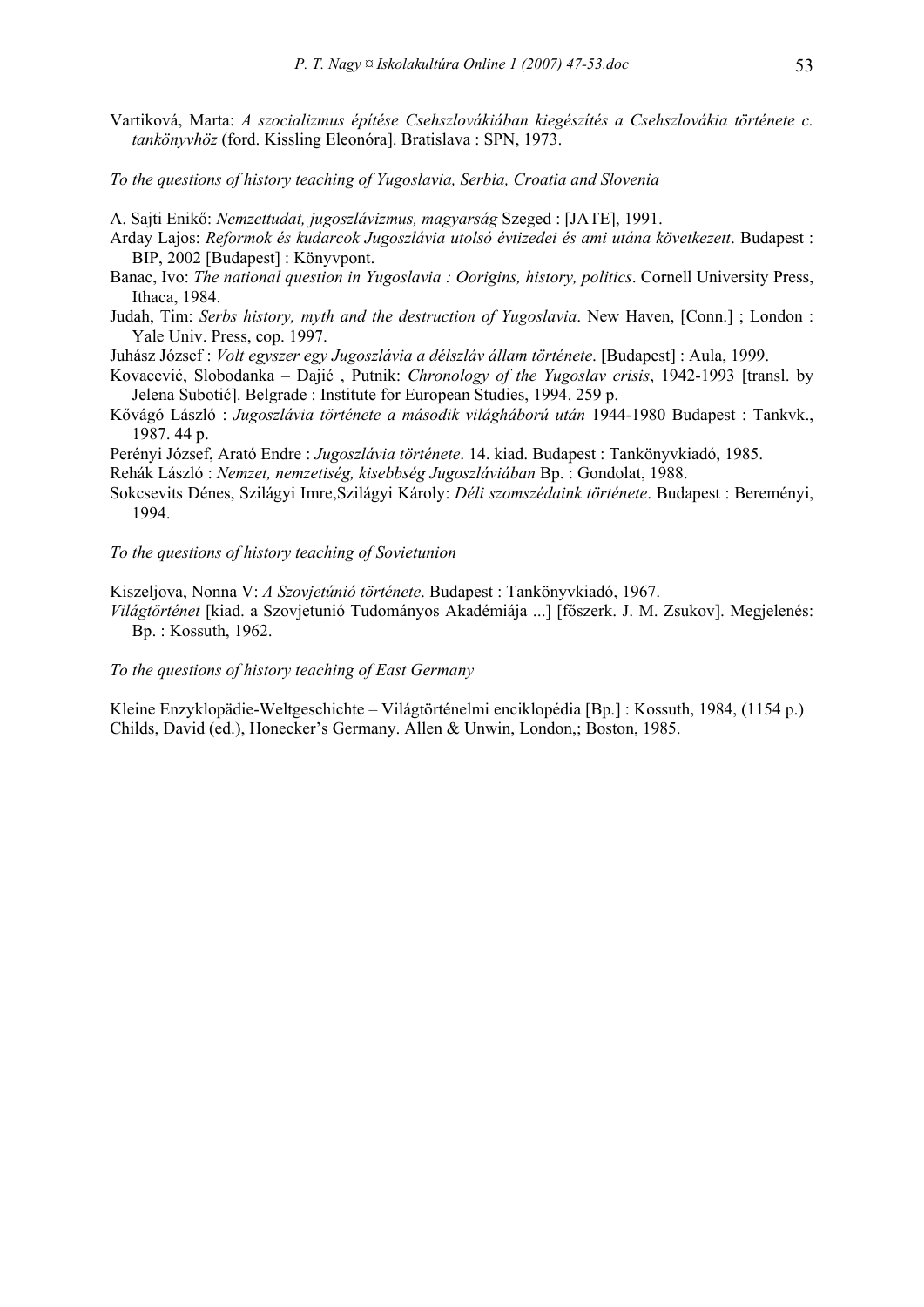Vartiková, Marta: *A szocializmus építése Csehszlovákiában kiegészítés a Csehszlovákia története c. tankönyvhöz* (ford. Kissling Eleonóra]. Bratislava : SPN, 1973.

*To the questions of history teaching of Yugoslavia, Serbia, Croatia and Slovenia*

A. Sajti Enikő: *Nemzettudat, jugoszlávizmus, magyarság* Szeged : [JATE], 1991.

Arday Lajos: *Reformok és kudarcok Jugoszlávia utolsó évtizedei és ami utána következett*. Budapest : BIP, 2002 [Budapest] : Könyvpont.

Banac, Ivo: *The national question in Yugoslavia : Oorigins, history, politics*. Cornell University Press, Ithaca, 1984.

Judah, Tim: *Serbs history, myth and the destruction of Yugoslavia*. New Haven, [Conn.] ; London : Yale Univ. Press, cop. 1997.

Juhász József : *Volt egyszer egy Jugoszlávia a délszláv állam története*. [Budapest] : Aula, 1999.

Kovacević, Slobodanka – Dajić , Putnik: *Chronology of the Yugoslav crisis*, 1942-1993 [transl. by Jelena Subotić]. Belgrade : Institute for European Studies, 1994. 259 p.

Kővágó László : *Jugoszlávia története a második világháború után* 1944-1980 Budapest : Tankvk., 1987. 44 p.

Perényi József, Arató Endre : *Jugoszlávia története*. 14. kiad. Budapest : Tankönyvkiadó, 1985.

Rehák László : *Nemzet, nemzetiség, kisebbség Jugoszláviában* Bp. : Gondolat, 1988.

Sokcsevits Dénes, Szilágyi Imre,Szilágyi Károly: *Déli szomszédaink története*. Budapest : Bereményi, 1994.

*To the questions of history teaching of Sovietunion*

Kiszeljova, Nonna V: *A Szovjetúnió története*. Budapest : Tankönyvkiadó, 1967.

*Világtörténet* [kiad. a Szovjetunió Tudományos Akadémiája ...] [főszerk. J. M. Zsukov]. Megjelenés: Bp. : Kossuth, 1962.

*To the questions of history teaching of East Germany*

Kleine Enzyklopädie-Weltgeschichte – Világtörténelmi enciklopédia [Bp.] : Kossuth, 1984, (1154 p.)

Childs, David (ed.), Honecker's Germany. Allen & Unwin, London,; Boston, 1985.